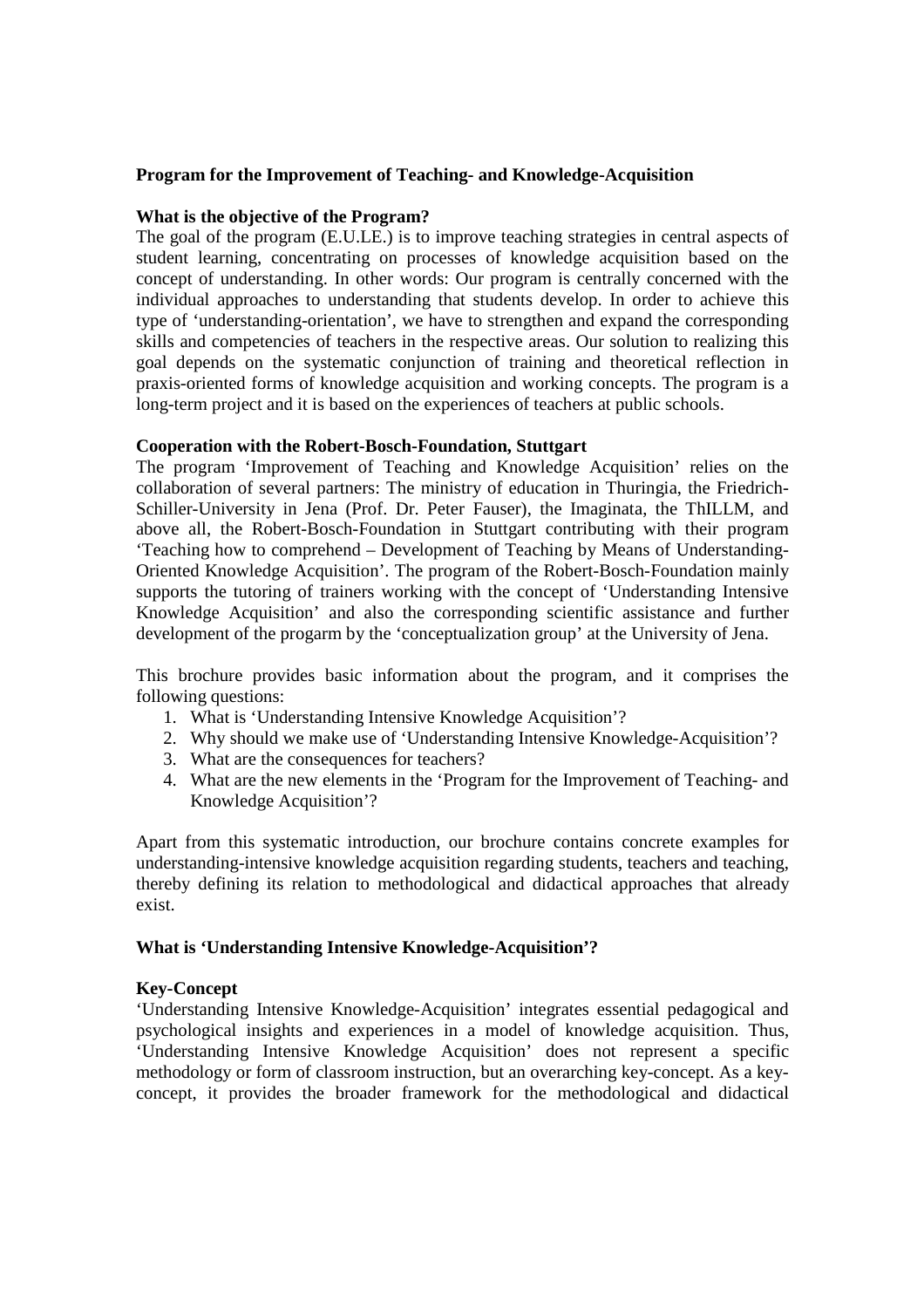**Program for the Improvement of Teaching- and Knowledge-Acquisition**

**What is the objective of the Program?**

The goal of the program (E.U.LE.) is to improve teaching strategies in central aspects of student learning, concentrating on processes of knowledge acquisition based on the concept of understanding. In other words: Our program is centrally concerned with the individual approaches to understanding that students develop. In order to achieve this type of 'understanding-orientation', we have to strengthen and expand the corresponding skills and competencies of teachers in the respective areas. Our solution to realizing this goal depends on the systematic conjunction of training and theoretical reflection in praxis-oriented forms of knowledge acquisition and working concepts. The program is a long-term project and it is based on the experiences of teachers at public schools.

**Cooperation with the Robert-Bosch-Foundation, Stuttgart**

The program 'Improvement of Teaching and Knowledge Acquisition' relies on the collaboration of several partners: The ministry of education in Thuringia, the Friedrich-Schiller-University in Jena (Prof. Dr. Peter Fauser), the Imaginata, the ThILLM, and above all, the Robert-Bosch-Foundation in Stuttgart contributing with their program 'Teaching how to comprehend – Development of Teaching by Means of Understanding-Oriented Knowledge Acquisition'. The program of the Robert-Bosch-Foundation mainly supports the tutoring of trainers working with the concept of 'Understanding Intensive Knowledge Acquisition' and also the corresponding scientific assistance and further development of the progarm by the 'conceptualization group' at the University of Jena.

This brochure provides basic information about the program, and it comprises the following questions:

1. What is 'Understanding Intensive Knowledge Acquisition'?
2. Why should we make use of 'Understanding Intensive Knowledge-Acquisition'?
3. What are the consequences for teachers?
4. What are the new elements in the 'Program for the Improvement of Teaching- and Knowledge Acquisition'?

Apart from this systematic introduction, our brochure contains concrete examples for understanding-intensive knowledge acquisition regarding students, teachers and teaching, thereby defining its relation to methodological and didactical approaches that already exist.

**What is 'Understanding Intensive Knowledge-Acquisition'?**

**Key-Concept**

'Understanding Intensive Knowledge-Acquisition' integrates essential pedagogical and psychological insights and experiences in a model of knowledge acquisition. Thus, 'Understanding Intensive Knowledge Acquisition' does not represent a specific methodology or form of classroom instruction, but an overarching key-concept. As a key-concept, it provides the broader framework for the methodological and didactical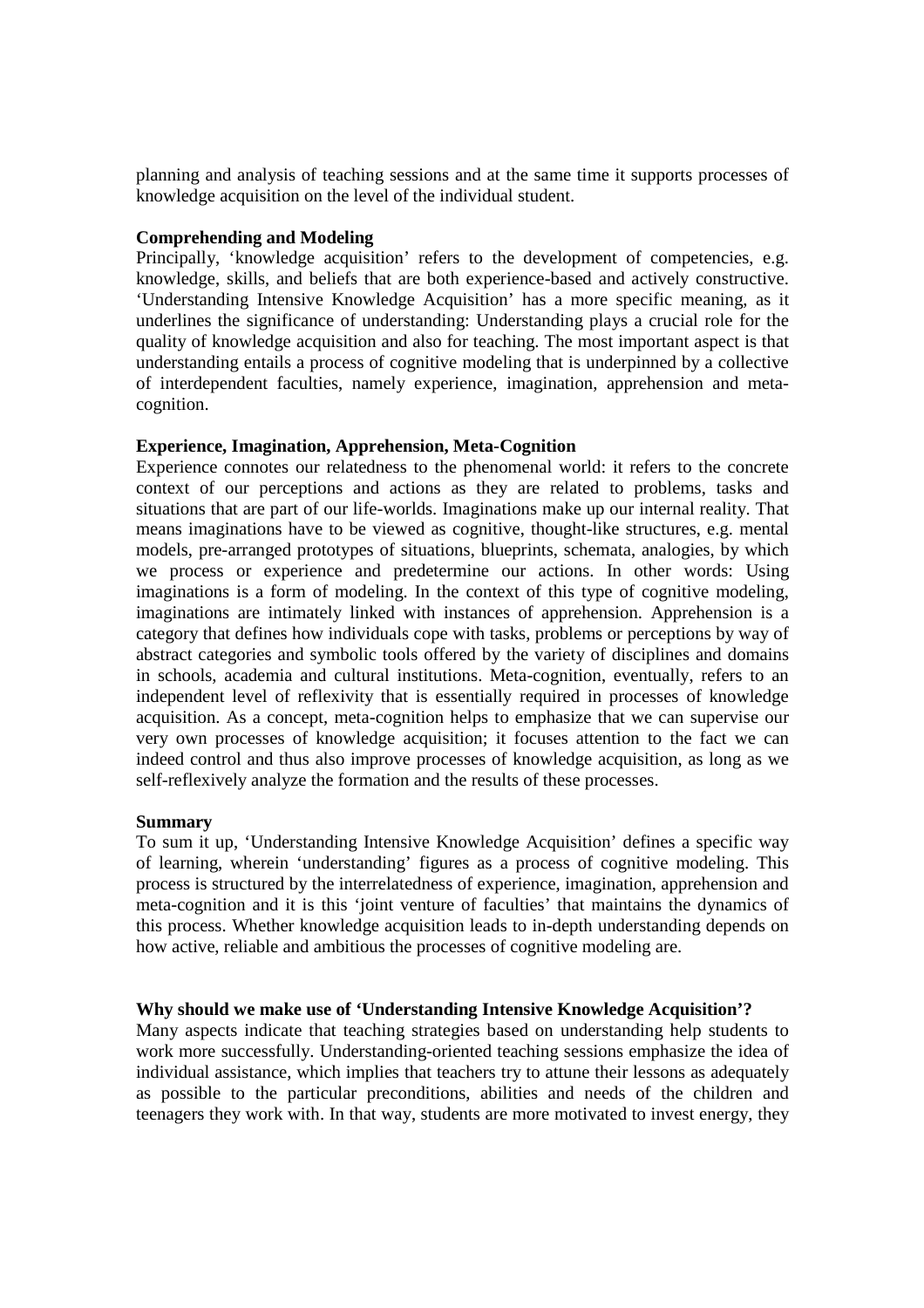planning and analysis of teaching sessions and at the same time it supports processes of knowledge acquisition on the level of the individual student.

**Comprehending and Modeling**

Principally, 'knowledge acquisition' refers to the development of competencies, e.g. knowledge, skills, and beliefs that are both experience-based and actively constructive. 'Understanding Intensive Knowledge Acquisition' has a more specific meaning, as it underlines the significance of understanding: Understanding plays a crucial role for the quality of knowledge acquisition and also for teaching. The most important aspect is that understanding entails a process of cognitive modeling that is underpinned by a collective of interdependent faculties, namely experience, imagination, apprehension and meta-cognition.

**Experience, Imagination, Apprehension, Meta-Cognition**

Experience connotes our relatedness to the phenomenal world: it refers to the concrete context of our perceptions and actions as they are related to problems, tasks and situations that are part of our life-worlds. Imaginations make up our internal reality. That means imaginations have to be viewed as cognitive, thought-like structures, e.g. mental models, pre-arranged prototypes of situations, blueprints, schemata, analogies, by which we process or experience and predetermine our actions. In other words: Using imaginations is a form of modeling. In the context of this type of cognitive modeling, imaginations are intimately linked with instances of apprehension. Apprehension is a category that defines how individuals cope with tasks, problems or perceptions by way of abstract categories and symbolic tools offered by the variety of disciplines and domains in schools, academia and cultural institutions. Meta-cognition, eventually, refers to an independent level of reflexivity that is essentially required in processes of knowledge acquisition. As a concept, meta-cognition helps to emphasize that we can supervise our very own processes of knowledge acquisition; it focuses attention to the fact we can indeed control and thus also improve processes of knowledge acquisition, as long as we self-reflexively analyze the formation and the results of these processes.

**Summary**

To sum it up, 'Understanding Intensive Knowledge Acquisition' defines a specific way of learning, wherein 'understanding' figures as a process of cognitive modeling. This process is structured by the interrelatedness of experience, imagination, apprehension and meta-cognition and it is this 'joint venture of faculties' that maintains the dynamics of this process. Whether knowledge acquisition leads to in-depth understanding depends on how active, reliable and ambitious the processes of cognitive modeling are.

**Why should we make use of 'Understanding Intensive Knowledge Acquisition'?**

Many aspects indicate that teaching strategies based on understanding help students to work more successfully. Understanding-oriented teaching sessions emphasize the idea of individual assistance, which implies that teachers try to attune their lessons as adequately as possible to the particular preconditions, abilities and needs of the children and teenagers they work with. In that way, students are more motivated to invest energy, they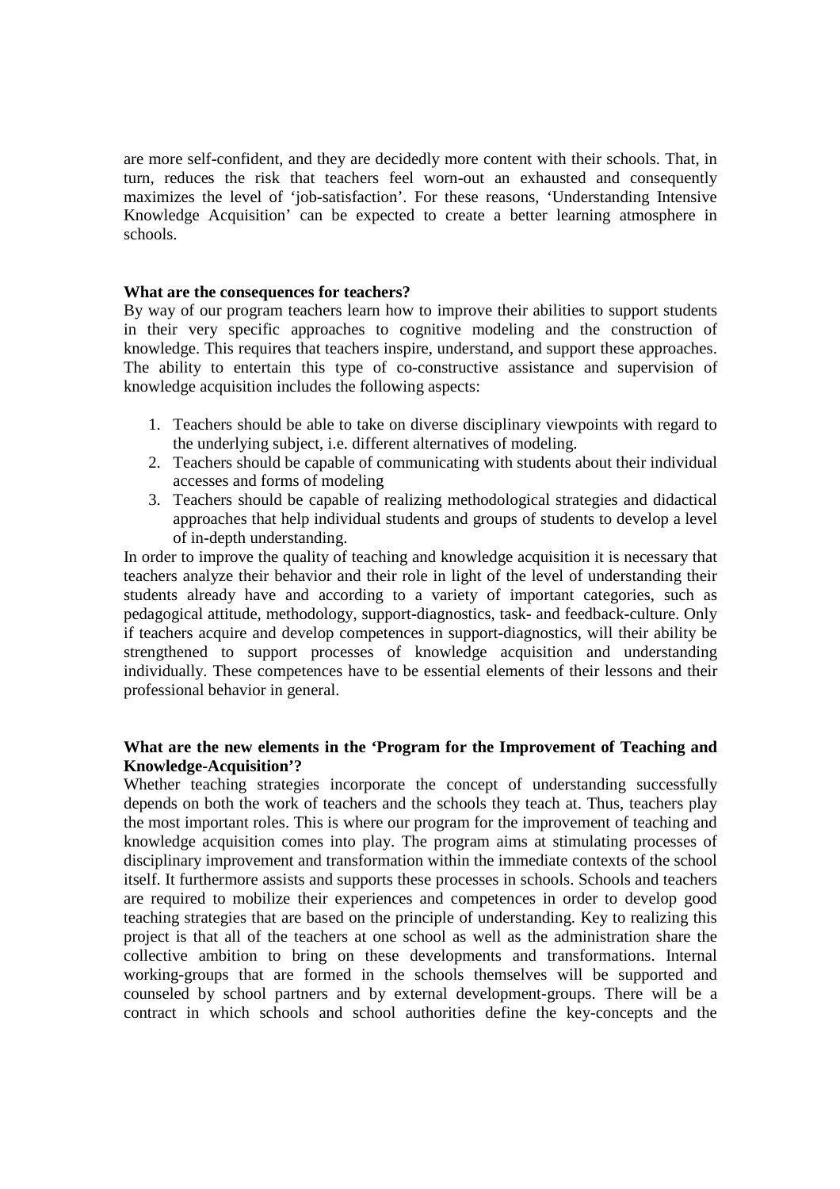are more self-confident, and they are decidedly more content with their schools. That, in turn, reduces the risk that teachers feel worn-out an exhausted and consequently maximizes the level of 'job-satisfaction'. For these reasons, 'Understanding Intensive Knowledge Acquisition' can be expected to create a better learning atmosphere in schools.

**What are the consequences for teachers?**

By way of our program teachers learn how to improve their abilities to support students in their very specific approaches to cognitive modeling and the construction of knowledge. This requires that teachers inspire, understand, and support these approaches. The ability to entertain this type of co-constructive assistance and supervision of knowledge acquisition includes the following aspects:

1. Teachers should be able to take on diverse disciplinary viewpoints with regard to the underlying subject, i.e. different alternatives of modeling.
2. Teachers should be capable of communicating with students about their individual accesses and forms of modeling
3. Teachers should be capable of realizing methodological strategies and didactical approaches that help individual students and groups of students to develop a level of in-depth understanding.

In order to improve the quality of teaching and knowledge acquisition it is necessary that teachers analyze their behavior and their role in light of the level of understanding their students already have and according to a variety of important categories, such as pedagogical attitude, methodology, support-diagnostics, task- and feedback-culture. Only if teachers acquire and develop competences in support-diagnostics, will their ability be strengthened to support processes of knowledge acquisition and understanding individually. These competences have to be essential elements of their lessons and their professional behavior in general.

**What are the new elements in the 'Program for the Improvement of Teaching and Knowledge-Acquisition'?**

Whether teaching strategies incorporate the concept of understanding successfully depends on both the work of teachers and the schools they teach at. Thus, teachers play the most important roles. This is where our program for the improvement of teaching and knowledge acquisition comes into play. The program aims at stimulating processes of disciplinary improvement and transformation within the immediate contexts of the school itself. It furthermore assists and supports these processes in schools. Schools and teachers are required to mobilize their experiences and competences in order to develop good teaching strategies that are based on the principle of understanding. Key to realizing this project is that all of the teachers at one school as well as the administration share the collective ambition to bring on these developments and transformations. Internal working-groups that are formed in the schools themselves will be supported and counseled by school partners and by external development-groups. There will be a contract in which schools and school authorities define the key-concepts and the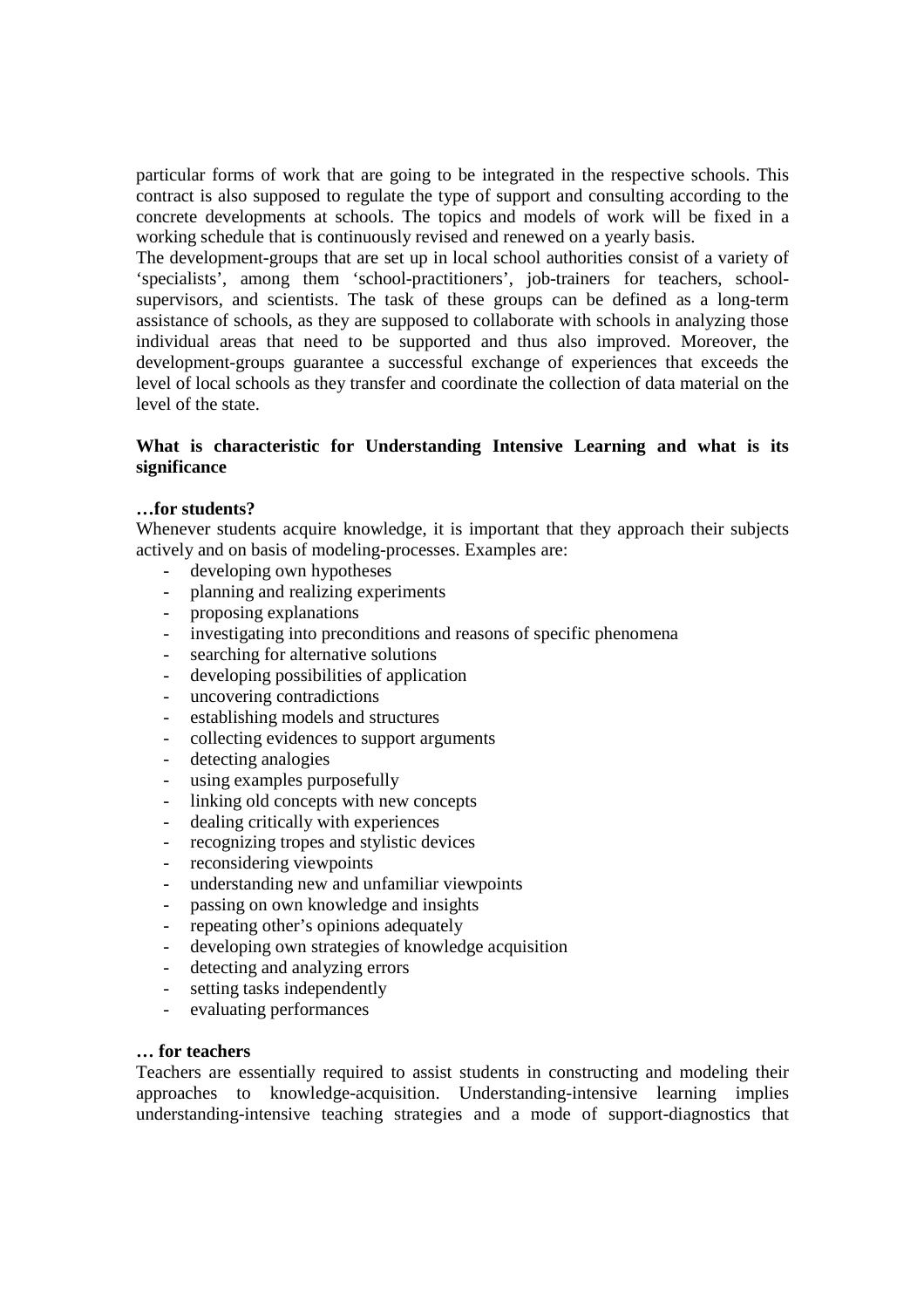particular forms of work that are going to be integrated in the respective schools. This contract is also supposed to regulate the type of support and consulting according to the concrete developments at schools. The topics and models of work will be fixed in a working schedule that is continuously revised and renewed on a yearly basis.

The development-groups that are set up in local school authorities consist of a variety of 'specialists', among them 'school-practitioners', job-trainers for teachers, school-supervisors, and scientists. The task of these groups can be defined as a long-term assistance of schools, as they are supposed to collaborate with schools in analyzing those individual areas that need to be supported and thus also improved. Moreover, the development-groups guarantee a successful exchange of experiences that exceeds the level of local schools as they transfer and coordinate the collection of data material on the level of the state.

**What is characteristic for Understanding Intensive Learning and what is its significance**

**…for students?**

Whenever students acquire knowledge, it is important that they approach their subjects actively and on basis of modeling-processes. Examples are:

- developing own hypotheses
- planning and realizing experiments
- proposing explanations
- investigating into preconditions and reasons of specific phenomena
- searching for alternative solutions
- developing possibilities of application
- uncovering contradictions
- establishing models and structures
- collecting evidences to support arguments
- detecting analogies
- using examples purposefully
- linking old concepts with new concepts
- dealing critically with experiences
- recognizing tropes and stylistic devices
- reconsidering viewpoints
- understanding new and unfamiliar viewpoints
- passing on own knowledge and insights
- repeating other's opinions adequately
- developing own strategies of knowledge acquisition
- detecting and analyzing errors
- setting tasks independently
- evaluating performances

**… for teachers**

Teachers are essentially required to assist students in constructing and modeling their approaches to knowledge-acquisition. Understanding-intensive learning implies understanding-intensive teaching strategies and a mode of support-diagnostics that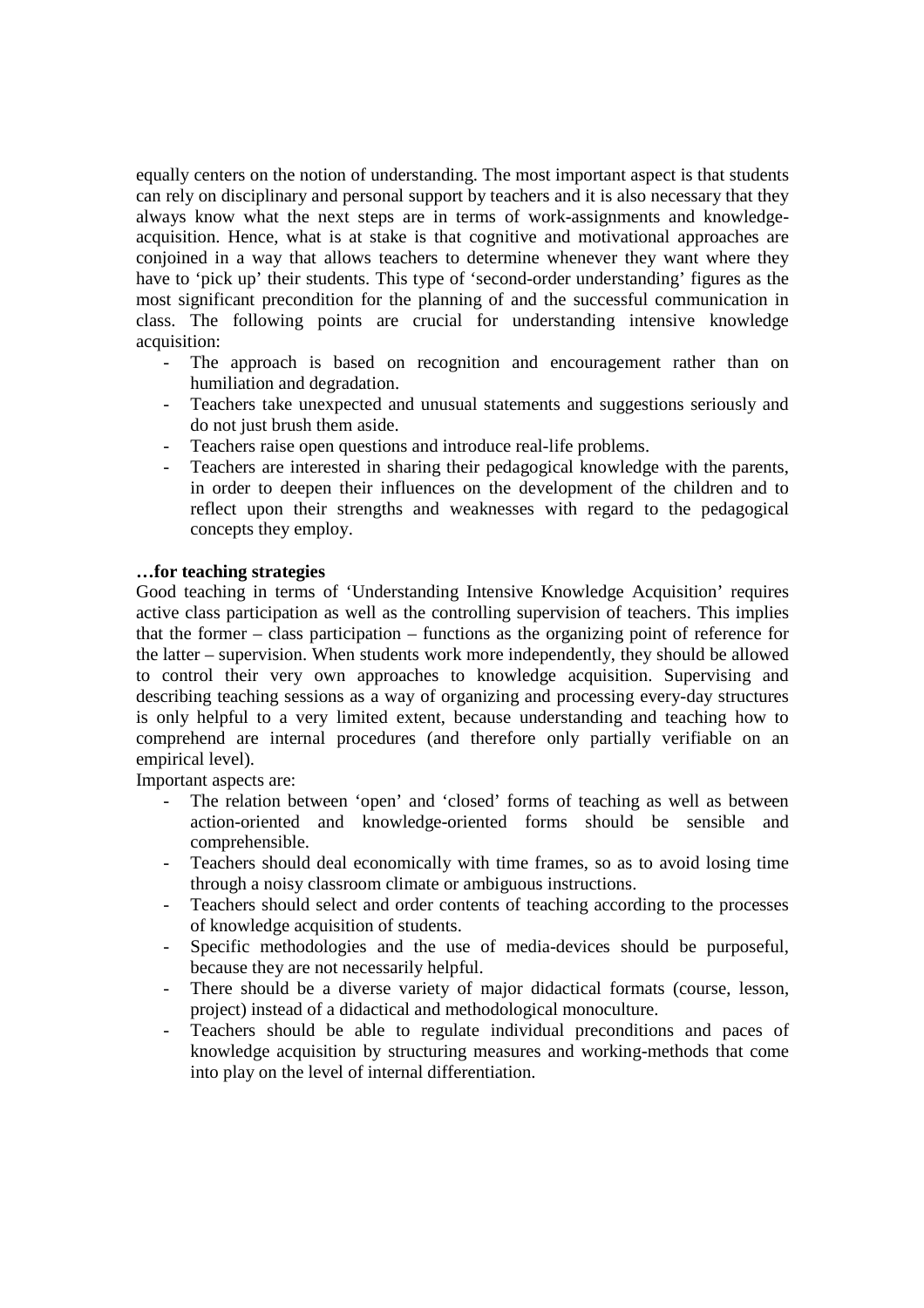equally centers on the notion of understanding. The most important aspect is that students can rely on disciplinary and personal support by teachers and it is also necessary that they always know what the next steps are in terms of work-assignments and knowledge-acquisition. Hence, what is at stake is that cognitive and motivational approaches are conjoined in a way that allows teachers to determine whenever they want where they have to 'pick up' their students. This type of 'second-order understanding' figures as the most significant precondition for the planning of and the successful communication in class. The following points are crucial for understanding intensive knowledge acquisition:

- The approach is based on recognition and encouragement rather than on humiliation and degradation.
- Teachers take unexpected and unusual statements and suggestions seriously and do not just brush them aside.
- Teachers raise open questions and introduce real-life problems.
- Teachers are interested in sharing their pedagogical knowledge with the parents, in order to deepen their influences on the development of the children and to reflect upon their strengths and weaknesses with regard to the pedagogical concepts they employ.

**…for teaching strategies**

Good teaching in terms of 'Understanding Intensive Knowledge Acquisition' requires active class participation as well as the controlling supervision of teachers. This implies that the former – class participation – functions as the organizing point of reference for the latter – supervision. When students work more independently, they should be allowed to control their very own approaches to knowledge acquisition. Supervising and describing teaching sessions as a way of organizing and processing every-day structures is only helpful to a very limited extent, because understanding and teaching how to comprehend are internal procedures (and therefore only partially verifiable on an empirical level).

Important aspects are:

- The relation between 'open' and 'closed' forms of teaching as well as between action-oriented and knowledge-oriented forms should be sensible and comprehensible.
- Teachers should deal economically with time frames, so as to avoid losing time through a noisy classroom climate or ambiguous instructions.
- Teachers should select and order contents of teaching according to the processes of knowledge acquisition of students.
- Specific methodologies and the use of media-devices should be purposeful, because they are not necessarily helpful.
- There should be a diverse variety of major didactical formats (course, lesson, project) instead of a didactical and methodological monoculture.
- Teachers should be able to regulate individual preconditions and paces of knowledge acquisition by structuring measures and working-methods that come into play on the level of internal differentiation.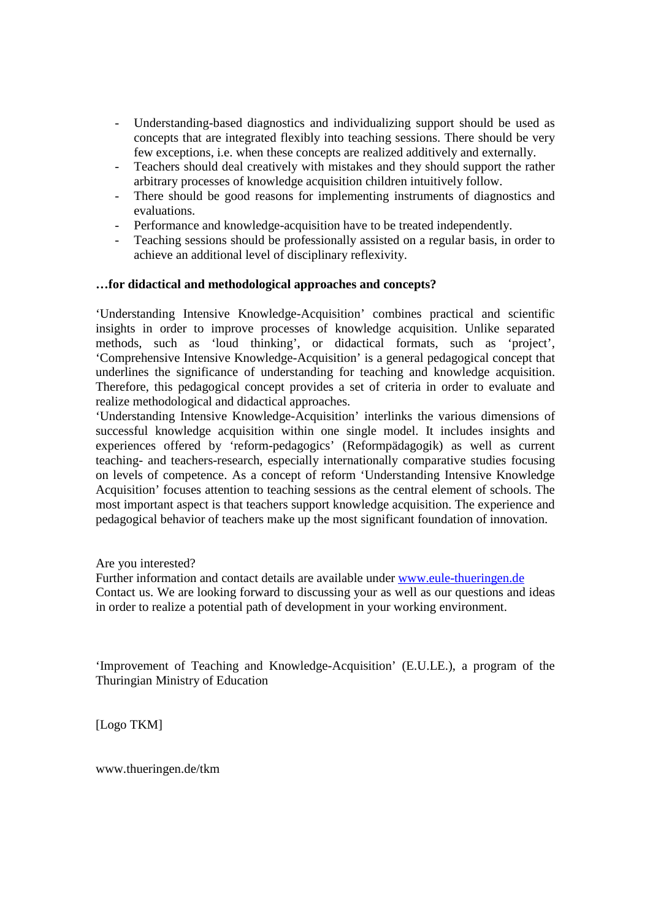- Understanding-based diagnostics and individualizing support should be used as concepts that are integrated flexibly into teaching sessions. There should be very few exceptions, i.e. when these concepts are realized additively and externally.
- Teachers should deal creatively with mistakes and they should support the rather arbitrary processes of knowledge acquisition children intuitively follow.
- There should be good reasons for implementing instruments of diagnostics and evaluations.
- Performance and knowledge-acquisition have to be treated independently.
- Teaching sessions should be professionally assisted on a regular basis, in order to achieve an additional level of disciplinary reflexivity.

**…for didactical and methodological approaches and concepts?**

'Understanding Intensive Knowledge-Acquisition' combines practical and scientific insights in order to improve processes of knowledge acquisition. Unlike separated methods, such as 'loud thinking', or didactical formats, such as 'project', 'Comprehensive Intensive Knowledge-Acquisition' is a general pedagogical concept that underlines the significance of understanding for teaching and knowledge acquisition. Therefore, this pedagogical concept provides a set of criteria in order to evaluate and realize methodological and didactical approaches.

'Understanding Intensive Knowledge-Acquisition' interlinks the various dimensions of successful knowledge acquisition within one single model. It includes insights and experiences offered by 'reform-pedagogics' (Reformpädagogik) as well as current teaching- and teachers-research, especially internationally comparative studies focusing on levels of competence. As a concept of reform 'Understanding Intensive Knowledge Acquisition' focuses attention to teaching sessions as the central element of schools. The most important aspect is that teachers support knowledge acquisition. The experience and pedagogical behavior of teachers make up the most significant foundation of innovation.

Are you interested?
Further information and contact details are available under [www.eule-thueringen.de](http://www.eule-thueringen.de)
Contact us. We are looking forward to discussing your as well as our questions and ideas in order to realize a potential path of development in your working environment.

'Improvement of Teaching and Knowledge-Acquisition' (E.U.LE.), a program of the Thuringian Ministry of Education

[Logo TKM]

www.thueringen.de/tkm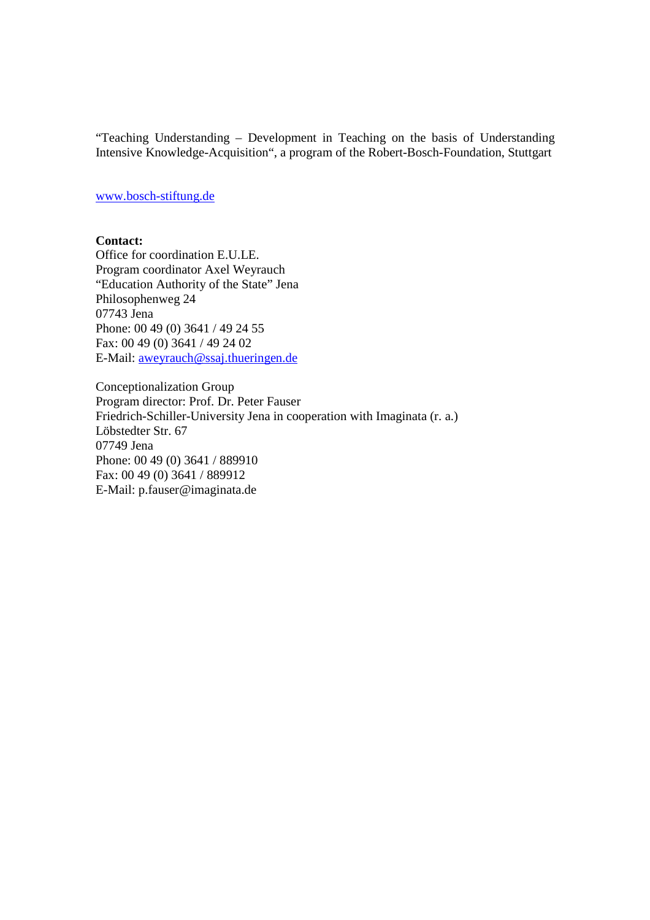“Teaching Understanding – Development in Teaching on the basis of Understanding Intensive Knowledge-Acquisition“, a program of the Robert-Bosch-Foundation, Stuttgart

www.bosch-stiftung.de

**Contact:**
Office for coordination E.U.LE.
Program coordinator Axel Weyrauch
“Education Authority of the State” Jena
Philosophenweg 24
07743 Jena
Phone: 00 49 (0) 3641 / 49 24 55
Fax: 00 49 (0) 3641 / 49 24 02
E-Mail: aweyrauch@ssaj.thueringen.de

Conceptionalization Group
Program director: Prof. Dr. Peter Fauser
Friedrich-Schiller-University Jena in cooperation with Imaginata (r. a.)
Löbstedter Str. 67
07749 Jena
Phone: 00 49 (0) 3641 / 889910
Fax: 00 49 (0) 3641 / 889912
E-Mail: p.fauser@imaginata.de